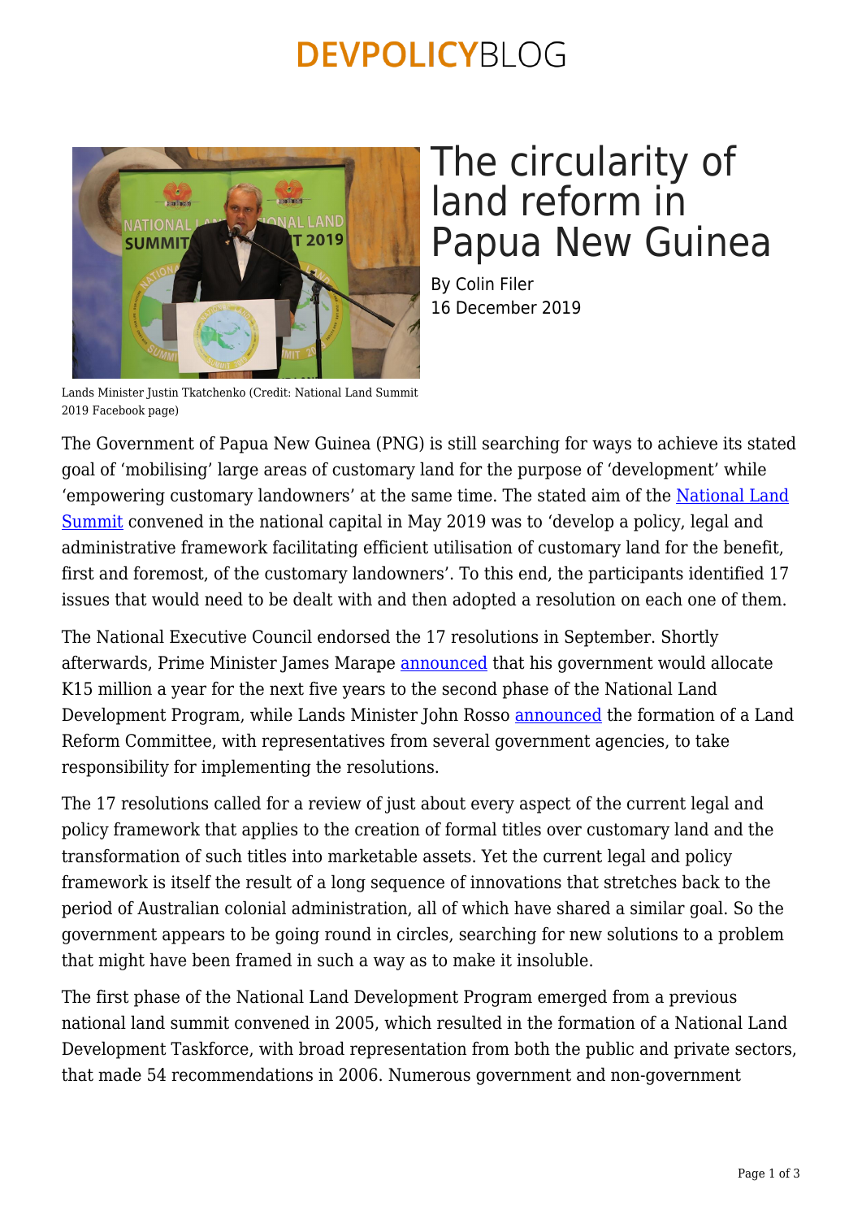# The circularity of land reform in Papua New Guinea

By Colin Filer
16 December 2019

Lands Minister Justin Tkatchenko (Credit: National Land Summit 2019 Facebook page)

The Government of Papua New Guinea (PNG) is still searching for ways to achieve its stated goal of 'mobilising' large areas of customary land for the purpose of 'development' while 'empowering customary landowners' at the same time. The stated aim of the National Land Summit convened in the national capital in May 2019 was to 'develop a policy, legal and administrative framework facilitating efficient utilisation of customary land for the benefit, first and foremost, of the customary landowners'. To this end, the participants identified 17 issues that would need to be dealt with and then adopted a resolution on each one of them.

The National Executive Council endorsed the 17 resolutions in September. Shortly afterwards, Prime Minister James Marape announced that his government would allocate K15 million a year for the next five years to the second phase of the National Land Development Program, while Lands Minister John Rosso announced the formation of a Land Reform Committee, with representatives from several government agencies, to take responsibility for implementing the resolutions.

The 17 resolutions called for a review of just about every aspect of the current legal and policy framework that applies to the creation of formal titles over customary land and the transformation of such titles into marketable assets. Yet the current legal and policy framework is itself the result of a long sequence of innovations that stretches back to the period of Australian colonial administration, all of which have shared a similar goal. So the government appears to be going round in circles, searching for new solutions to a problem that might have been framed in such a way as to make it insoluble.

The first phase of the National Land Development Program emerged from a previous national land summit convened in 2005, which resulted in the formation of a National Land Development Taskforce, with broad representation from both the public and private sectors, that made 54 recommendations in 2006. Numerous government and non-government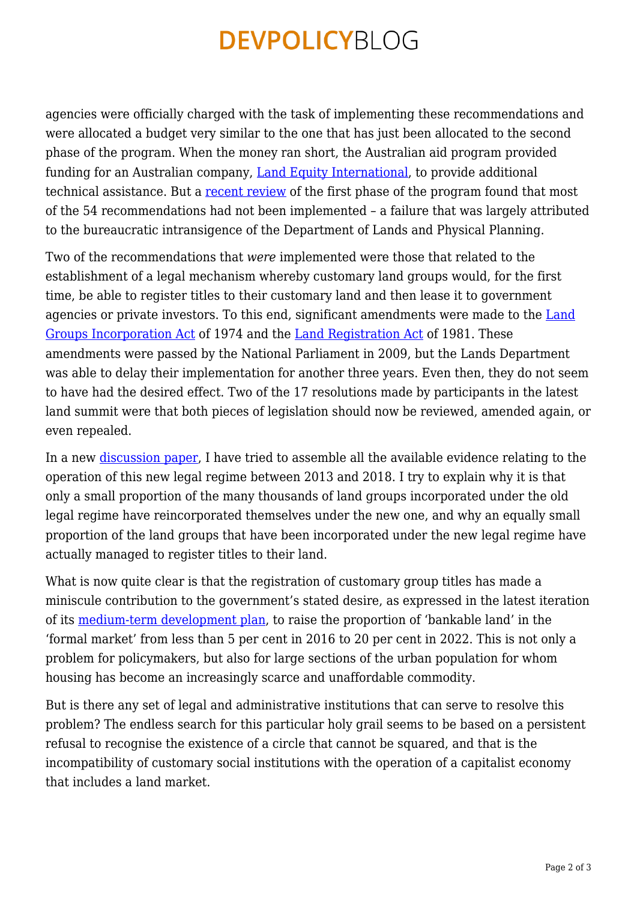agencies were officially charged with the task of implementing these recommendations and were allocated a budget very similar to the one that has just been allocated to the second phase of the program. When the money ran short, the Australian aid program provided funding for an Australian company, Land Equity International, to provide additional technical assistance. But a recent review of the first phase of the program found that most of the 54 recommendations had not been implemented – a failure that was largely attributed to the bureaucratic intransigence of the Department of Lands and Physical Planning.

Two of the recommendations that *were* implemented were those that related to the establishment of a legal mechanism whereby customary land groups would, for the first time, be able to register titles to their customary land and then lease it to government agencies or private investors. To this end, significant amendments were made to the Land Groups Incorporation Act of 1974 and the Land Registration Act of 1981. These amendments were passed by the National Parliament in 2009, but the Lands Department was able to delay their implementation for another three years. Even then, they do not seem to have had the desired effect. Two of the 17 resolutions made by participants in the latest land summit were that both pieces of legislation should now be reviewed, amended again, or even repealed.

In a new discussion paper, I have tried to assemble all the available evidence relating to the operation of this new legal regime between 2013 and 2018. I try to explain why it is that only a small proportion of the many thousands of land groups incorporated under the old legal regime have reincorporated themselves under the new one, and why an equally small proportion of the land groups that have been incorporated under the new legal regime have actually managed to register titles to their land.

What is now quite clear is that the registration of customary group titles has made a miniscule contribution to the government's stated desire, as expressed in the latest iteration of its medium-term development plan, to raise the proportion of 'bankable land' in the 'formal market' from less than 5 per cent in 2016 to 20 per cent in 2022. This is not only a problem for policymakers, but also for large sections of the urban population for whom housing has become an increasingly scarce and unaffordable commodity.

But is there any set of legal and administrative institutions that can serve to resolve this problem? The endless search for this particular holy grail seems to be based on a persistent refusal to recognise the existence of a circle that cannot be squared, and that is the incompatibility of customary social institutions with the operation of a capitalist economy that includes a land market.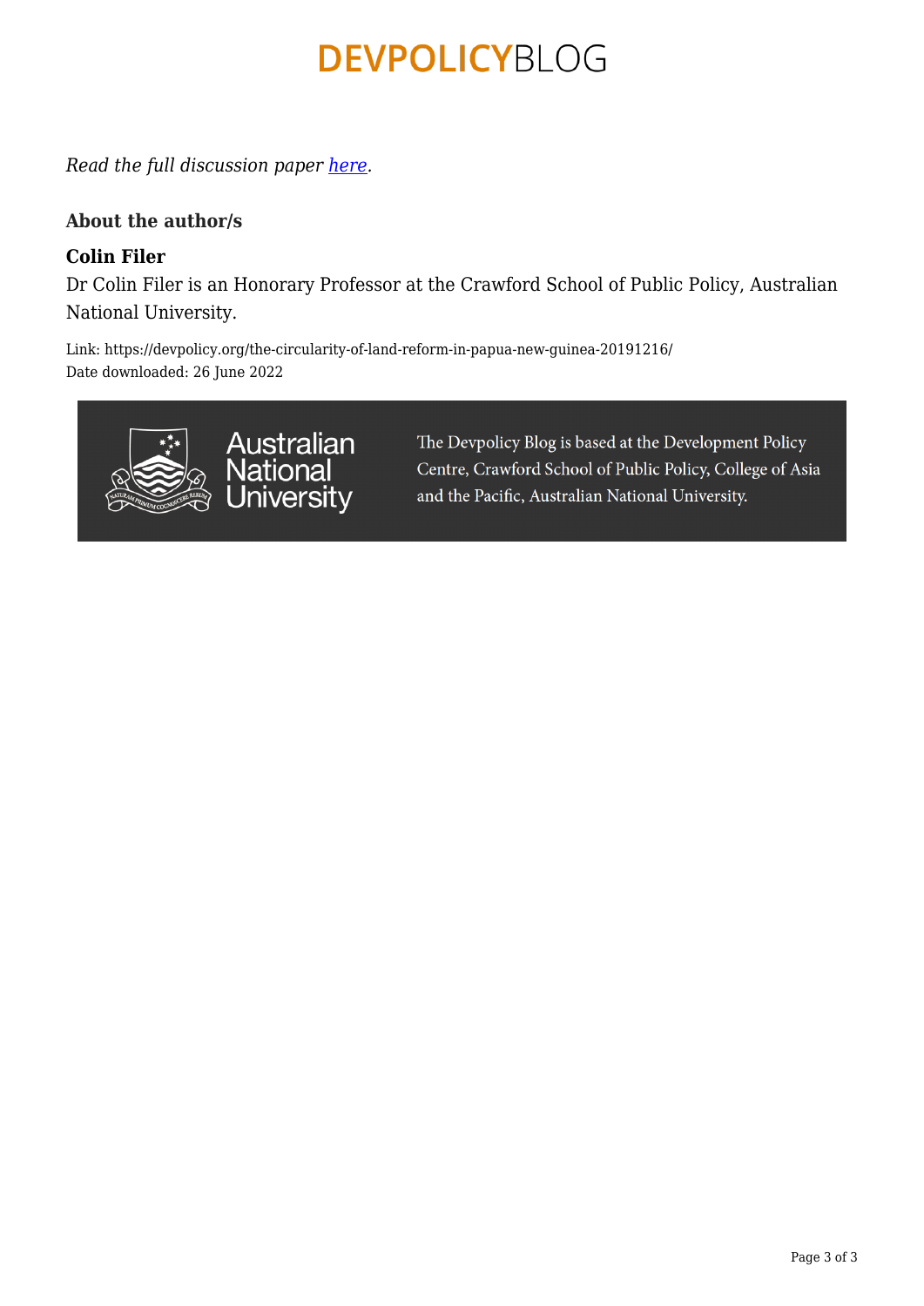*Read the full discussion paper [here](#).*

### About the author/s

**Colin Filer**

Dr Colin Filer is an Honorary Professor at the Crawford School of Public Policy, Australian National University.

Link: https://devpolicy.org/the-circularity-of-land-reform-in-papua-new-guinea-20191216/
Date downloaded: 26 June 2022

Australian National University

The Devpolicy Blog is based at the Development Policy Centre, Crawford School of Public Policy, College of Asia and the Pacific, Australian National University.